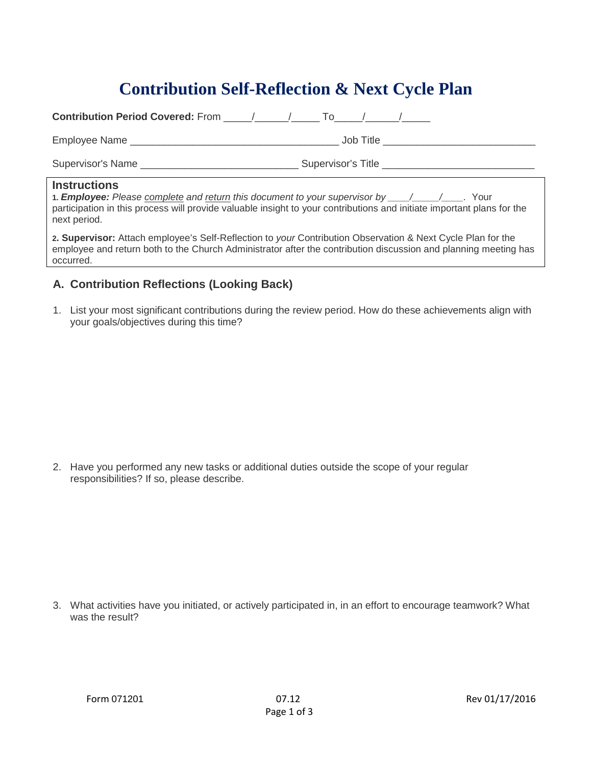# Contribution Self-Reflection & Next Cycle Plan

**Contribution Period Covered:** From _____/______/_____ To_____/______/_____

Employee Name _____________________________________ Job Title ___________________________

Supervisor's Name ____________________________ Supervisor's Title ___________________________

## Instructions

**1.** ***Employee:*** *Please complete and return this document to your supervisor by ____/_____/____.* Your participation in this process will provide valuable insight to your contributions and initiate important plans for the next period.

**2. Supervisor:** Attach employee's Self-Reflection to *your* Contribution Observation & Next Cycle Plan for the employee and return both to the Church Administrator after the contribution discussion and planning meeting has occurred.

## A. Contribution Reflections (Looking Back)

1. List your most significant contributions during the review period. How do these achievements align with your goals/objectives during this time?

2. Have you performed any new tasks or additional duties outside the scope of your regular responsibilities? If so, please describe.

3. What activities have you initiated, or actively participated in, in an effort to encourage teamwork? What was the result?

Form 071201 07.12 Rev 01/17/2016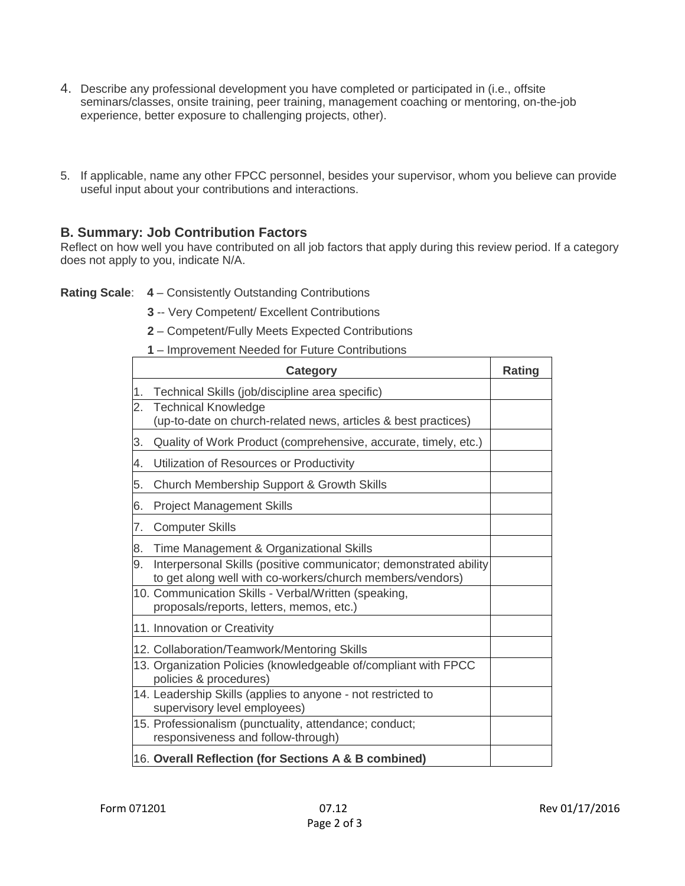4. Describe any professional development you have completed or participated in (i.e., offsite seminars/classes, onsite training, peer training, management coaching or mentoring, on-the-job experience, better exposure to challenging projects, other).

5. If applicable, name any other FPCC personnel, besides your supervisor, whom you believe can provide useful input about your contributions and interactions.

## B. Summary: Job Contribution Factors

Reflect on how well you have contributed on all job factors that apply during this review period. If a category does not apply to you, indicate N/A.

**Rating Scale**: **4** – Consistently Outstanding Contributions

**3** -- Very Competent/ Excellent Contributions

**2** – Competent/Fully Meets Expected Contributions

**1** – Improvement Needed for Future Contributions

| Category | Rating |
|---|---|
| 1. Technical Skills (job/discipline area specific) | |
| 2. Technical Knowledge (up-to-date on church-related news, articles & best practices) | |
| 3. Quality of Work Product (comprehensive, accurate, timely, etc.) | |
| 4. Utilization of Resources or Productivity | |
| 5. Church Membership Support & Growth Skills | |
| 6. Project Management Skills | |
| 7. Computer Skills | |
| 8. Time Management & Organizational Skills | |
| 9. Interpersonal Skills (positive communicator; demonstrated ability to get along well with co-workers/church members/vendors) | |
| 10. Communication Skills - Verbal/Written (speaking, proposals/reports, letters, memos, etc.) | |
| 11. Innovation or Creativity | |
| 12. Collaboration/Teamwork/Mentoring Skills | |
| 13. Organization Policies (knowledgeable of/compliant with FPCC policies & procedures) | |
| 14. Leadership Skills (applies to anyone - not restricted to supervisory level employees) | |
| 15. Professionalism (punctuality, attendance; conduct; responsiveness and follow-through) | |
| 16. **Overall Reflection (for Sections A & B combined)** | |

Form 071201 07.12 Rev 01/17/2016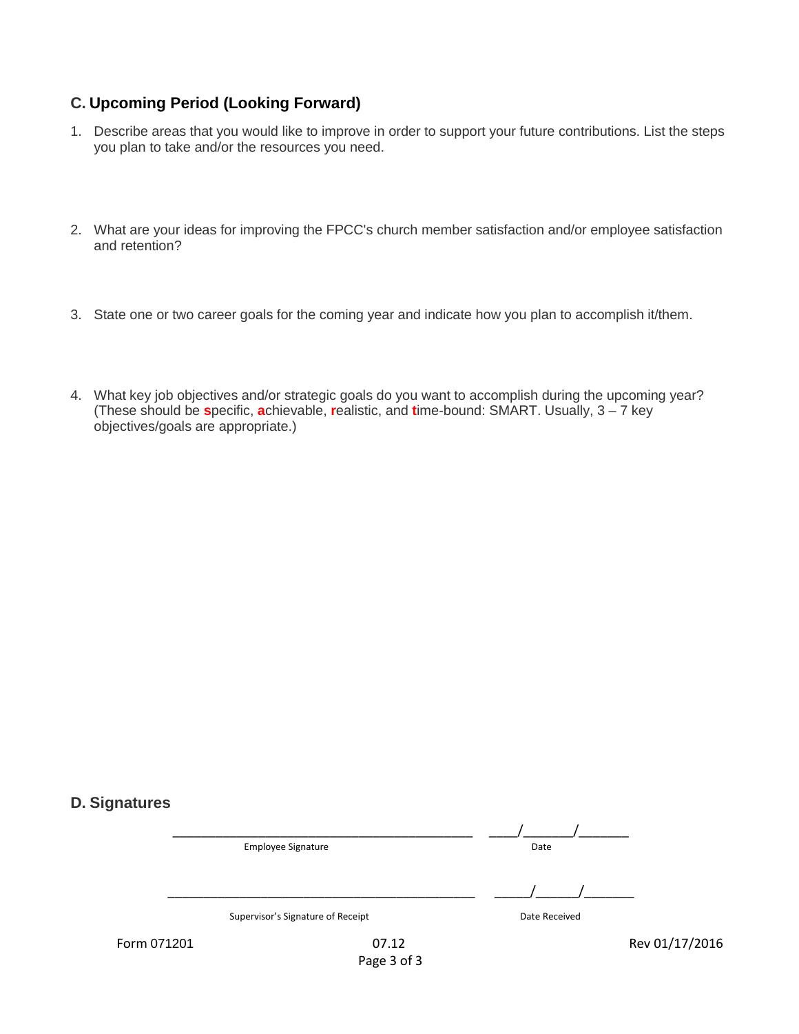## C. Upcoming Period (Looking Forward)

1. Describe areas that you would like to improve in order to support your future contributions. List the steps you plan to take and/or the resources you need.

2. What are your ideas for improving the FPCC's church member satisfaction and/or employee satisfaction and retention?

3. State one or two career goals for the coming year and indicate how you plan to accomplish it/them.

4. What key job objectives and/or strategic goals do you want to accomplish during the upcoming year? (These should be **s**pecific, **a**chievable, **r**ealistic, and **t**ime-bound: SMART. Usually, 3 – 7 key objectives/goals are appropriate.)

## D. Signatures

_________________________________________ ____/______/______

Employee Signature Date

__________________________________________ _____/______/______

Supervisor's Signature of Receipt Date Received

Form 071201 07.12 Rev 01/17/2016